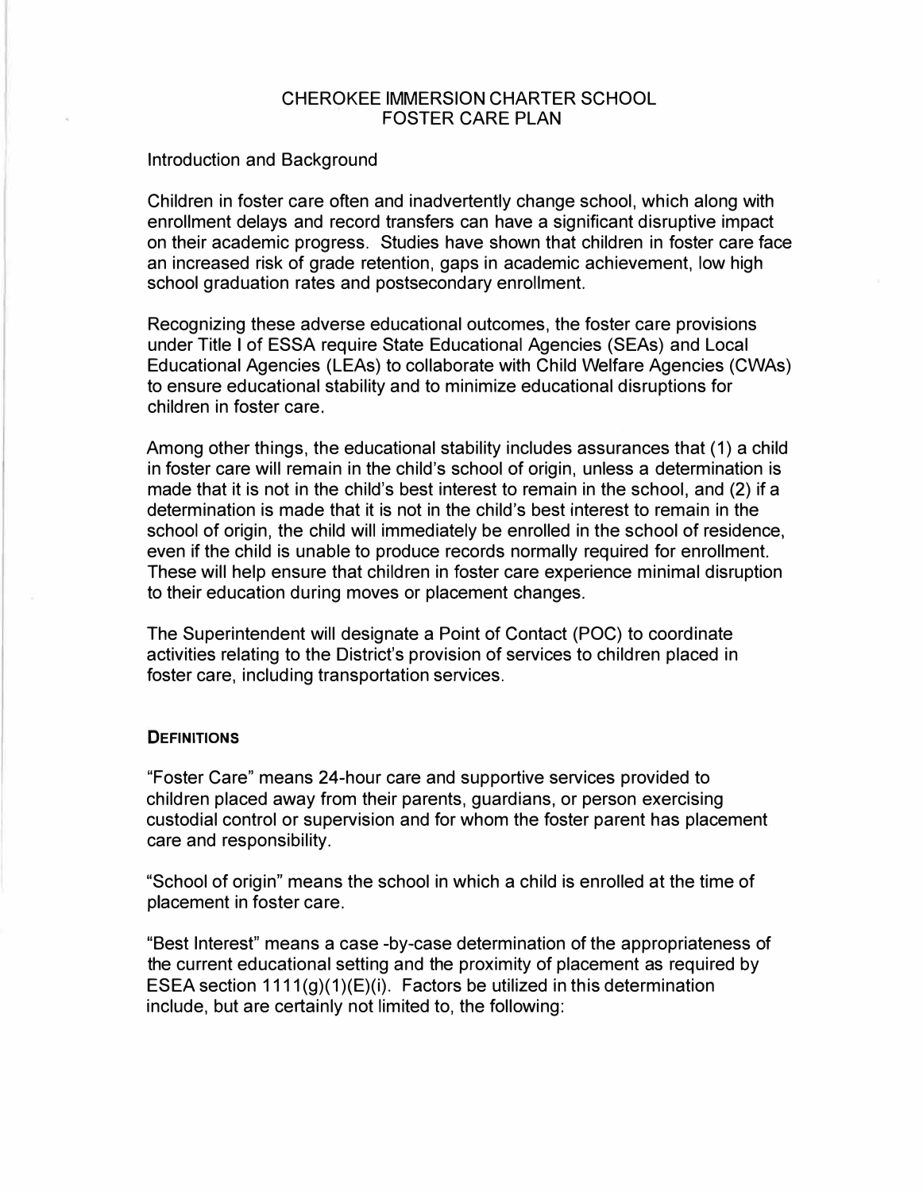# CHEROKEE IMMERSION CHARTER SCHOOL
# FOSTER CARE PLAN

Introduction and Background

Children in foster care often and inadvertently change school, which along with enrollment delays and record transfers can have a significant disruptive impact on their academic progress. Studies have shown that children in foster care face an increased risk of grade retention, gaps in academic achievement, low high school graduation rates and postsecondary enrollment.

Recognizing these adverse educational outcomes, the foster care provisions under Title I of ESSA require State Educational Agencies (SEAs) and Local Educational Agencies (LEAs) to collaborate with Child Welfare Agencies (CWAs) to ensure educational stability and to minimize educational disruptions for children in foster care.

Among other things, the educational stability includes assurances that (1) a child in foster care will remain in the child's school of origin, unless a determination is made that it is not in the child's best interest to remain in the school, and (2) if a determination is made that it is not in the child's best interest to remain in the school of origin, the child will immediately be enrolled in the school of residence, even if the child is unable to produce records normally required for enrollment. These will help ensure that children in foster care experience minimal disruption to their education during moves or placement changes.

The Superintendent will designate a Point of Contact (POC) to coordinate activities relating to the District's provision of services to children placed in foster care, including transportation services.

## DEFINITIONS

"Foster Care" means 24-hour care and supportive services provided to children placed away from their parents, guardians, or person exercising custodial control or supervision and for whom the foster parent has placement care and responsibility.

"School of origin" means the school in which a child is enrolled at the time of placement in foster care.

"Best Interest" means a case -by-case determination of the appropriateness of the current educational setting and the proximity of placement as required by ESEA section 1111(g)(1)(E)(i). Factors be utilized in this determination include, but are certainly not limited to, the following: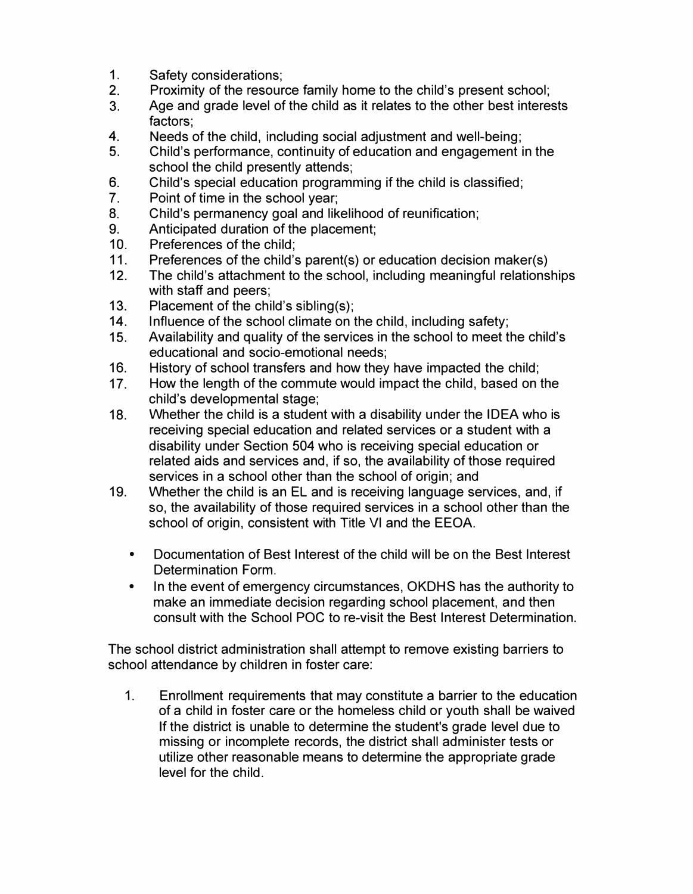1. Safety considerations;
2. Proximity of the resource family home to the child's present school;
3. Age and grade level of the child as it relates to the other best interests factors;
4. Needs of the child, including social adjustment and well-being;
5. Child's performance, continuity of education and engagement in the school the child presently attends;
6. Child's special education programming if the child is classified;
7. Point of time in the school year;
8. Child's permanency goal and likelihood of reunification;
9. Anticipated duration of the placement;
10. Preferences of the child;
11. Preferences of the child's parent(s) or education decision maker(s)
12. The child's attachment to the school, including meaningful relationships with staff and peers;
13. Placement of the child's sibling(s);
14. Influence of the school climate on the child, including safety;
15. Availability and quality of the services in the school to meet the child's educational and socio-emotional needs;
16. History of school transfers and how they have impacted the child;
17. How the length of the commute would impact the child, based on the child's developmental stage;
18. Whether the child is a student with a disability under the IDEA who is receiving special education and related services or a student with a disability under Section 504 who is receiving special education or related aids and services and, if so, the availability of those required services in a school other than the school of origin; and
19. Whether the child is an EL and is receiving language services, and, if so, the availability of those required services in a school other than the school of origin, consistent with Title VI and the EEOA.

- Documentation of Best Interest of the child will be on the Best Interest Determination Form.
- In the event of emergency circumstances, OKDHS has the authority to make an immediate decision regarding school placement, and then consult with the School POC to re-visit the Best Interest Determination.

The school district administration shall attempt to remove existing barriers to school attendance by children in foster care:

1. Enrollment requirements that may constitute a barrier to the education of a child in foster care or the homeless child or youth shall be waived If the district is unable to determine the student's grade level due to missing or incomplete records, the district shall administer tests or utilize other reasonable means to determine the appropriate grade level for the child.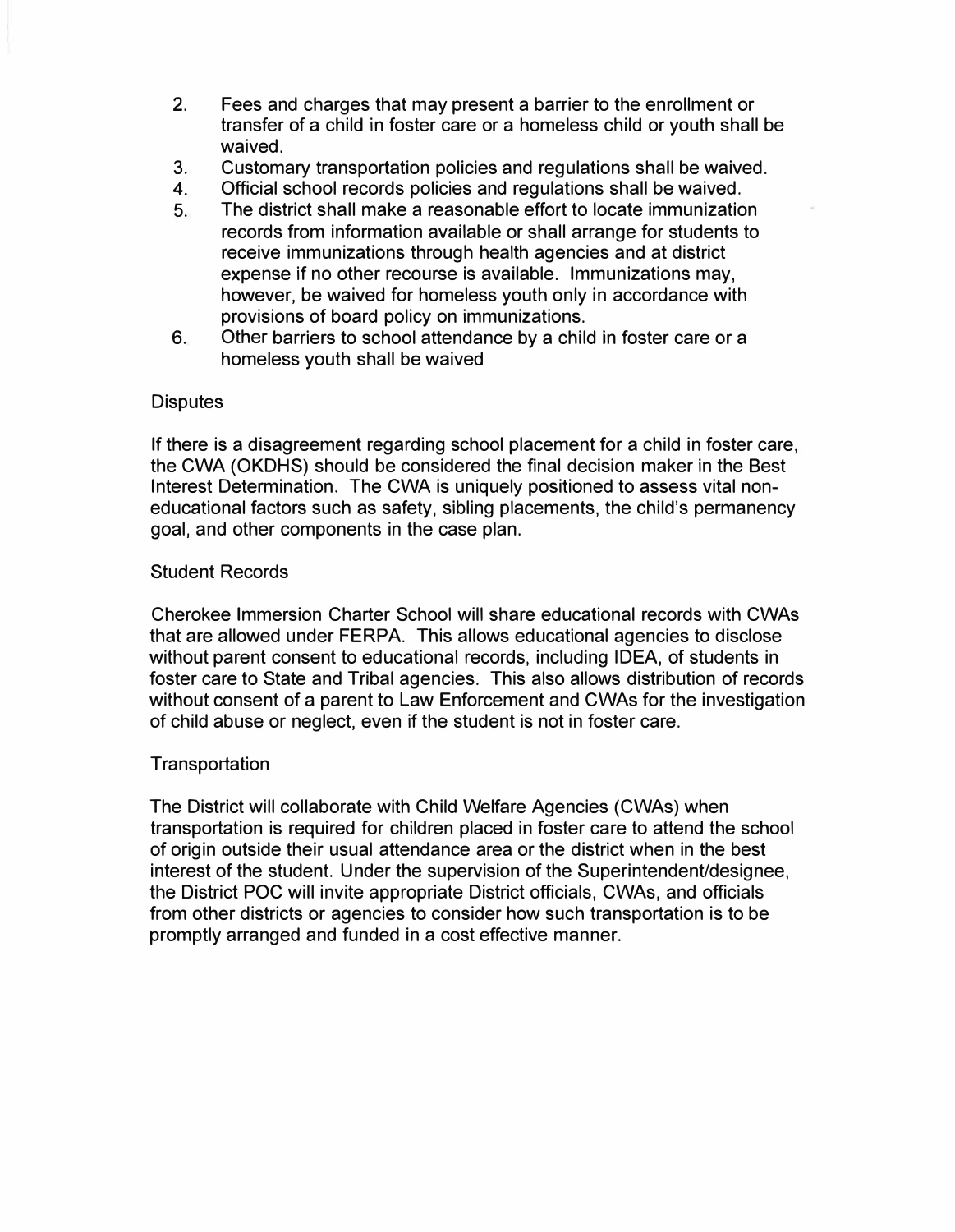2. Fees and charges that may present a barrier to the enrollment or transfer of a child in foster care or a homeless child or youth shall be waived.
3. Customary transportation policies and regulations shall be waived.
4. Official school records policies and regulations shall be waived.
5. The district shall make a reasonable effort to locate immunization records from information available or shall arrange for students to receive immunizations through health agencies and at district expense if no other recourse is available. Immunizations may, however, be waived for homeless youth only in accordance with provisions of board policy on immunizations.
6. Other barriers to school attendance by a child in foster care or a homeless youth shall be waived

Disputes

If there is a disagreement regarding school placement for a child in foster care, the CWA (OKDHS) should be considered the final decision maker in the Best Interest Determination. The CWA is uniquely positioned to assess vital non-educational factors such as safety, sibling placements, the child's permanency goal, and other components in the case plan.

Student Records

Cherokee Immersion Charter School will share educational records with CWAs that are allowed under FERPA. This allows educational agencies to disclose without parent consent to educational records, including IDEA, of students in foster care to State and Tribal agencies. This also allows distribution of records without consent of a parent to Law Enforcement and CWAs for the investigation of child abuse or neglect, even if the student is not in foster care.

Transportation

The District will collaborate with Child Welfare Agencies (CWAs) when transportation is required for children placed in foster care to attend the school of origin outside their usual attendance area or the district when in the best interest of the student. Under the supervision of the Superintendent/designee, the District POC will invite appropriate District officials, CWAs, and officials from other districts or agencies to consider how such transportation is to be promptly arranged and funded in a cost effective manner.